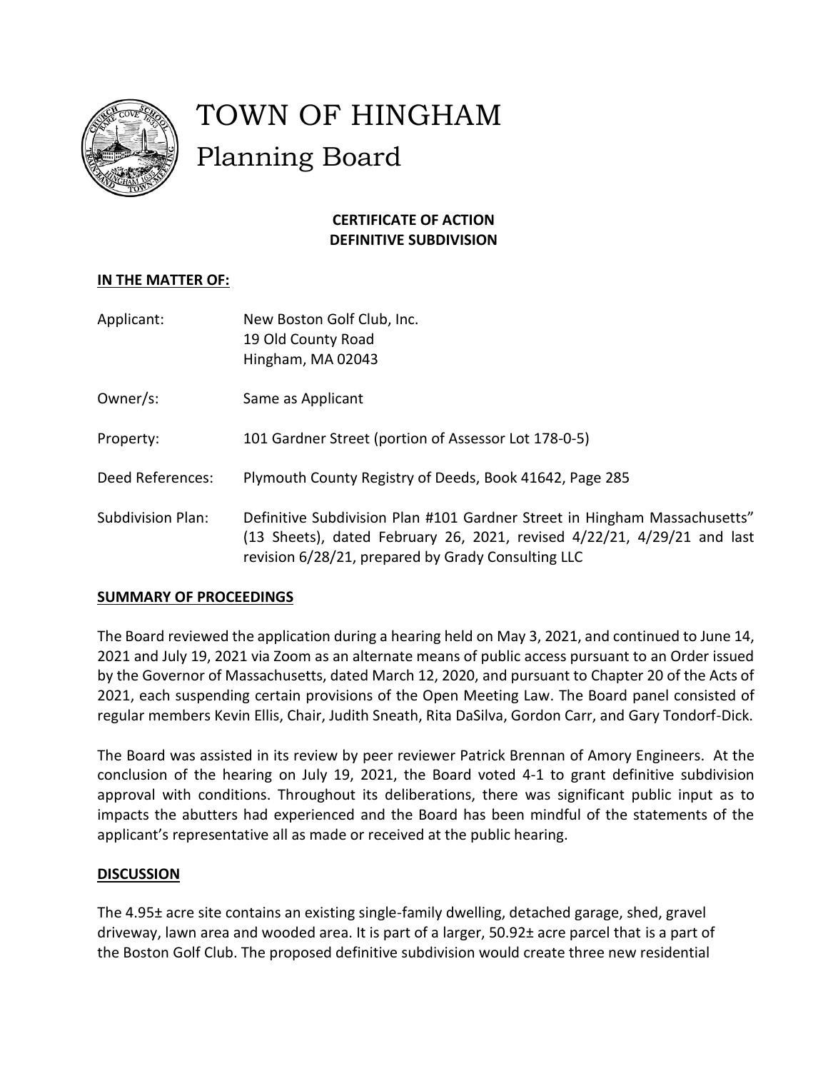# TOWN OF HINGHAM

## Planning Board

**CERTIFICATE OF ACTION**
**DEFINITIVE SUBDIVISION**

**IN THE MATTER OF:**

Applicant: New Boston Golf Club, Inc.
19 Old County Road
Hingham, MA 02043

Owner/s: Same as Applicant

Property: 101 Gardner Street (portion of Assessor Lot 178-0-5)

Deed References: Plymouth County Registry of Deeds, Book 41642, Page 285

Subdivision Plan: Definitive Subdivision Plan #101 Gardner Street in Hingham Massachusetts" (13 Sheets), dated February 26, 2021, revised 4/22/21, 4/29/21 and last revision 6/28/21, prepared by Grady Consulting LLC

**SUMMARY OF PROCEEDINGS**

The Board reviewed the application during a hearing held on May 3, 2021, and continued to June 14, 2021 and July 19, 2021 via Zoom as an alternate means of public access pursuant to an Order issued by the Governor of Massachusetts, dated March 12, 2020, and pursuant to Chapter 20 of the Acts of 2021, each suspending certain provisions of the Open Meeting Law. The Board panel consisted of regular members Kevin Ellis, Chair, Judith Sneath, Rita DaSilva, Gordon Carr, and Gary Tondorf-Dick.

The Board was assisted in its review by peer reviewer Patrick Brennan of Amory Engineers. At the conclusion of the hearing on July 19, 2021, the Board voted 4-1 to grant definitive subdivision approval with conditions. Throughout its deliberations, there was significant public input as to impacts the abutters had experienced and the Board has been mindful of the statements of the applicant's representative all as made or received at the public hearing.

**DISCUSSION**

The 4.95± acre site contains an existing single-family dwelling, detached garage, shed, gravel driveway, lawn area and wooded area. It is part of a larger, 50.92± acre parcel that is a part of the Boston Golf Club. The proposed definitive subdivision would create three new residential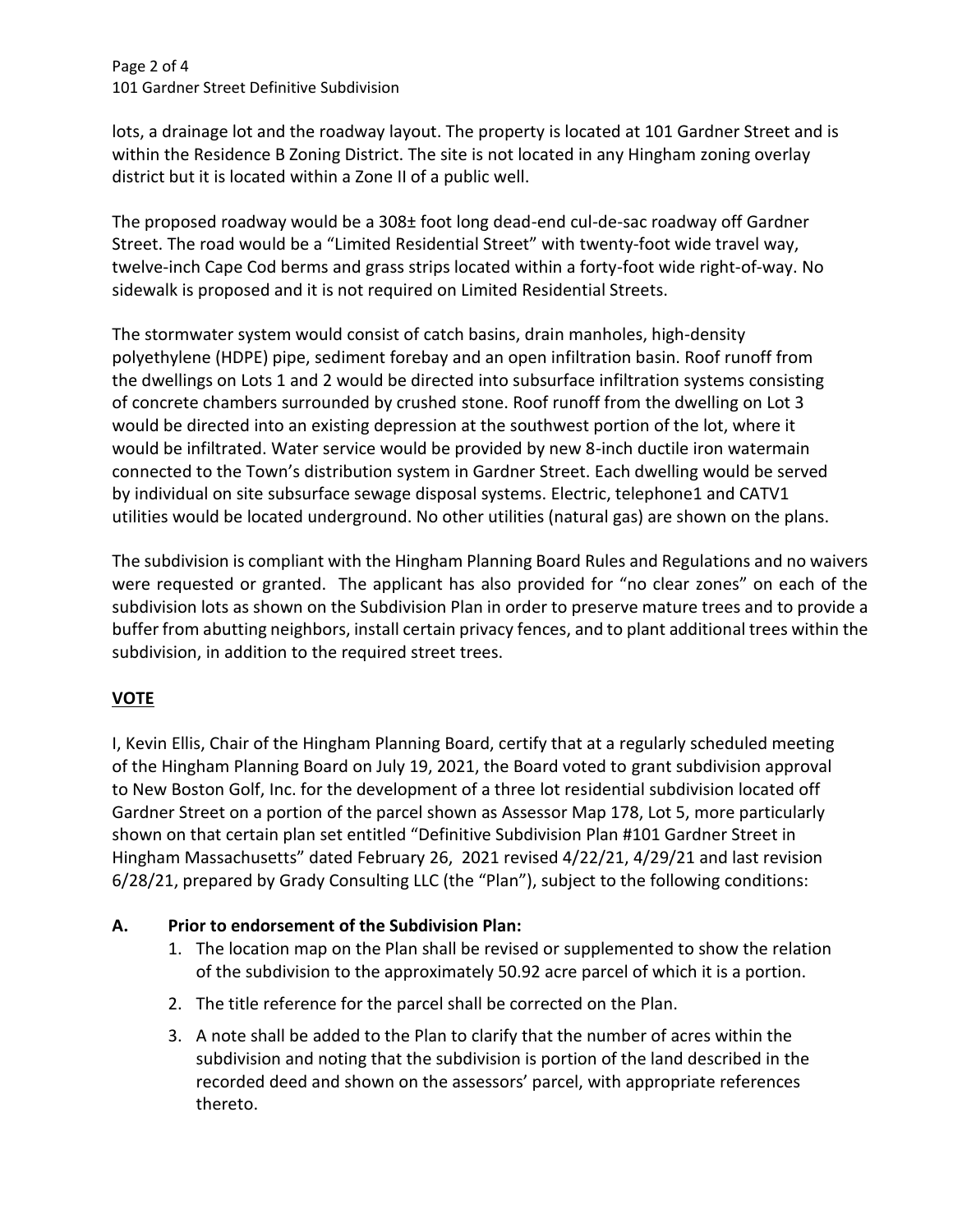lots, a drainage lot and the roadway layout. The property is located at 101 Gardner Street and is within the Residence B Zoning District. The site is not located in any Hingham zoning overlay district but it is located within a Zone II of a public well.

The proposed roadway would be a 308± foot long dead-end cul-de-sac roadway off Gardner Street. The road would be a "Limited Residential Street" with twenty-foot wide travel way, twelve-inch Cape Cod berms and grass strips located within a forty-foot wide right-of-way. No sidewalk is proposed and it is not required on Limited Residential Streets.

The stormwater system would consist of catch basins, drain manholes, high-density polyethylene (HDPE) pipe, sediment forebay and an open infiltration basin. Roof runoff from the dwellings on Lots 1 and 2 would be directed into subsurface infiltration systems consisting of concrete chambers surrounded by crushed stone. Roof runoff from the dwelling on Lot 3 would be directed into an existing depression at the southwest portion of the lot, where it would be infiltrated. Water service would be provided by new 8-inch ductile iron watermain connected to the Town's distribution system in Gardner Street. Each dwelling would be served by individual on site subsurface sewage disposal systems. Electric, telephone1 and CATV1 utilities would be located underground. No other utilities (natural gas) are shown on the plans.

The subdivision is compliant with the Hingham Planning Board Rules and Regulations and no waivers were requested or granted. The applicant has also provided for "no clear zones" on each of the subdivision lots as shown on the Subdivision Plan in order to preserve mature trees and to provide a buffer from abutting neighbors, install certain privacy fences, and to plant additional trees within the subdivision, in addition to the required street trees.

## VOTE

I, Kevin Ellis, Chair of the Hingham Planning Board, certify that at a regularly scheduled meeting of the Hingham Planning Board on July 19, 2021, the Board voted to grant subdivision approval to New Boston Golf, Inc. for the development of a three lot residential subdivision located off Gardner Street on a portion of the parcel shown as Assessor Map 178, Lot 5, more particularly shown on that certain plan set entitled "Definitive Subdivision Plan #101 Gardner Street in Hingham Massachusetts" dated February 26, 2021 revised 4/22/21, 4/29/21 and last revision 6/28/21, prepared by Grady Consulting LLC (the "Plan"), subject to the following conditions:

### A. Prior to endorsement of the Subdivision Plan:

1. The location map on the Plan shall be revised or supplemented to show the relation of the subdivision to the approximately 50.92 acre parcel of which it is a portion.
2. The title reference for the parcel shall be corrected on the Plan.
3. A note shall be added to the Plan to clarify that the number of acres within the subdivision and noting that the subdivision is portion of the land described in the recorded deed and shown on the assessors' parcel, with appropriate references thereto.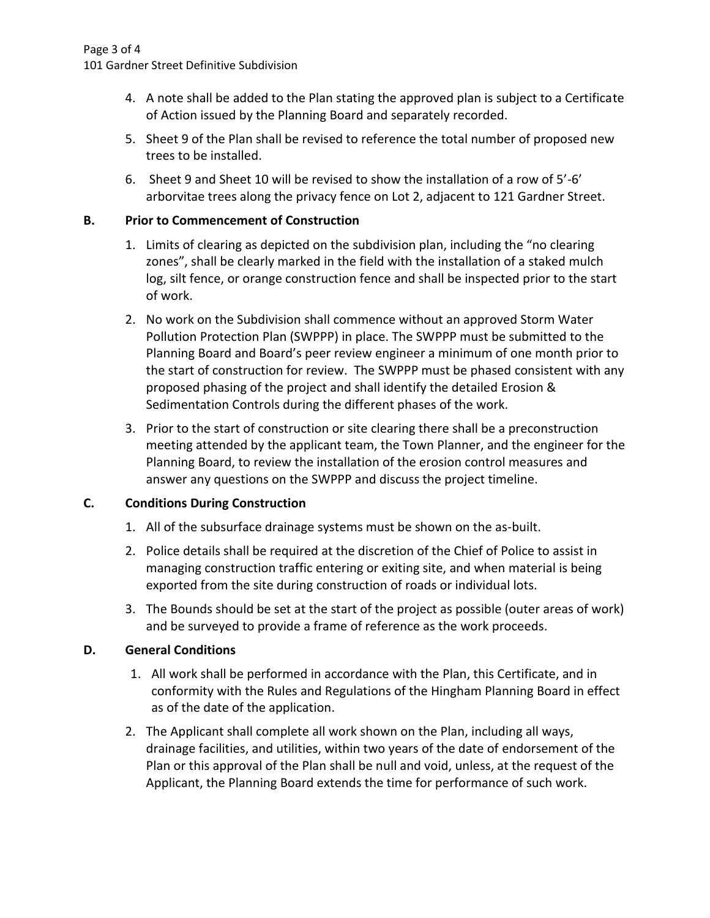4. A note shall be added to the Plan stating the approved plan is subject to a Certificate of Action issued by the Planning Board and separately recorded.
5. Sheet 9 of the Plan shall be revised to reference the total number of proposed new trees to be installed.
6. Sheet 9 and Sheet 10 will be revised to show the installation of a row of 5'-6' arborvitae trees along the privacy fence on Lot 2, adjacent to 121 Gardner Street.

**B. Prior to Commencement of Construction**

1. Limits of clearing as depicted on the subdivision plan, including the "no clearing zones", shall be clearly marked in the field with the installation of a staked mulch log, silt fence, or orange construction fence and shall be inspected prior to the start of work.
2. No work on the Subdivision shall commence without an approved Storm Water Pollution Protection Plan (SWPPP) in place. The SWPPP must be submitted to the Planning Board and Board's peer review engineer a minimum of one month prior to the start of construction for review. The SWPPP must be phased consistent with any proposed phasing of the project and shall identify the detailed Erosion & Sedimentation Controls during the different phases of the work.
3. Prior to the start of construction or site clearing there shall be a preconstruction meeting attended by the applicant team, the Town Planner, and the engineer for the Planning Board, to review the installation of the erosion control measures and answer any questions on the SWPPP and discuss the project timeline.

**C. Conditions During Construction**

1. All of the subsurface drainage systems must be shown on the as-built.
2. Police details shall be required at the discretion of the Chief of Police to assist in managing construction traffic entering or exiting site, and when material is being exported from the site during construction of roads or individual lots.
3. The Bounds should be set at the start of the project as possible (outer areas of work) and be surveyed to provide a frame of reference as the work proceeds.

**D. General Conditions**

1. All work shall be performed in accordance with the Plan, this Certificate, and in conformity with the Rules and Regulations of the Hingham Planning Board in effect as of the date of the application.
2. The Applicant shall complete all work shown on the Plan, including all ways, drainage facilities, and utilities, within two years of the date of endorsement of the Plan or this approval of the Plan shall be null and void, unless, at the request of the Applicant, the Planning Board extends the time for performance of such work.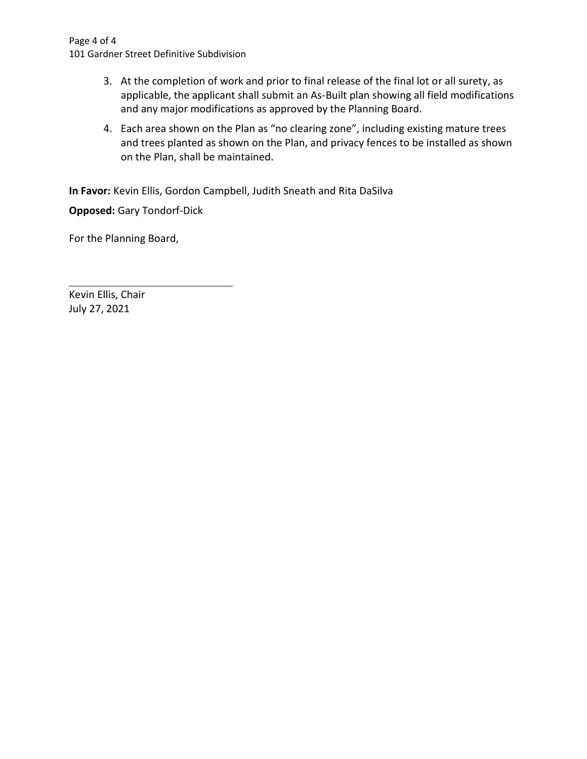3. At the completion of work and prior to final release of the final lot or all surety, as applicable, the applicant shall submit an As-Built plan showing all field modifications and any major modifications as approved by the Planning Board.
4. Each area shown on the Plan as “no clearing zone”, including existing mature trees and trees planted as shown on the Plan, and privacy fences to be installed as shown on the Plan, shall be maintained.

**In Favor:** Kevin Ellis, Gordon Campbell, Judith Sneath and Rita DaSilva

**Opposed:** Gary Tondorf-Dick

For the Planning Board,

Kevin Ellis, Chair
July 27, 2021